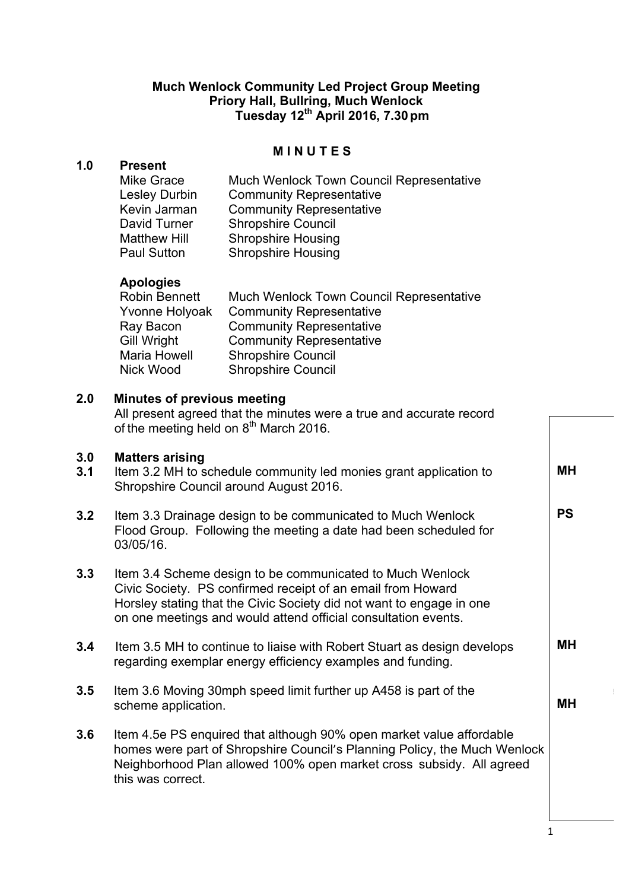**Much Wenlock Community Led Project Group Meeting**
**Priory Hall, Bullring, Much Wenlock**
**Tuesday 12th April 2016, 7.30 pm**

## M I N U T E S

### 1.0 Present

| | |
|---|---|
| Mike Grace | Much Wenlock Town Council Representative |
| Lesley Durbin | Community Representative |
| Kevin Jarman | Community Representative |
| David Turner | Shropshire Council |
| Matthew Hill | Shropshire Housing |
| Paul Sutton | Shropshire Housing |

**Apologies**

| | |
|---|---|
| Robin Bennett | Much Wenlock Town Council Representative |
| Yvonne Holyoak | Community Representative |
| Ray Bacon | Community Representative |
| Gill Wright | Community Representative |
| Maria Howell | Shropshire Council |
| Nick Wood | Shropshire Council |

### 2.0 Minutes of previous meeting

All present agreed that the minutes were a true and accurate record of the meeting held on 8th March 2016.

### 3.0 Matters arising

**3.1** Item 3.2 MH to schedule community led monies grant application to Shropshire Council around August 2016. — **MH**

**3.2** Item 3.3 Drainage design to be communicated to Much Wenlock Flood Group. Following the meeting a date had been scheduled for 03/05/16. — **PS**

**3.3** Item 3.4 Scheme design to be communicated to Much Wenlock Civic Society. PS confirmed receipt of an email from Howard Horsley stating that the Civic Society did not want to engage in one on one meetings and would attend official consultation events.

**3.4** Item 3.5 MH to continue to liaise with Robert Stuart as design develops regarding exemplar energy efficiency examples and funding. — **MH**

**3.5** Item 3.6 Moving 30mph speed limit further up A458 is part of the scheme application. — **MH**

**3.6** Item 4.5e PS enquired that although 90% open market value affordable homes were part of Shropshire Council's Planning Policy, the Much Wenlock Neighborhood Plan allowed 100% open market cross subsidy. All agreed this was correct.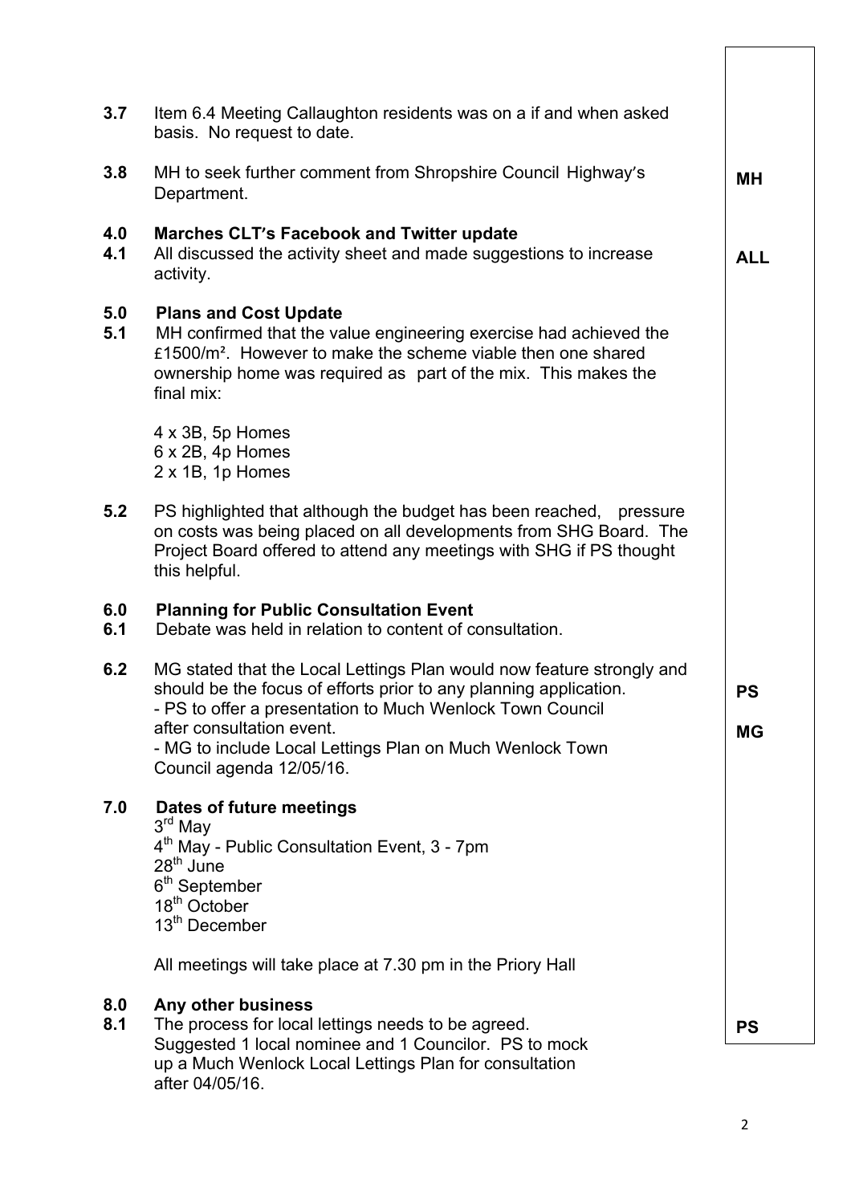| | | |
|---|---|---|
| **3.7** | Item 6.4 Meeting Callaughton residents was on a if and when asked basis. No request to date. | |
| **3.8** | MH to seek further comment from Shropshire Council Highway's Department. | **MH** |
| **4.0** | **Marches CLT's Facebook and Twitter update** | |
| **4.1** | All discussed the activity sheet and made suggestions to increase activity. | **ALL** |
| **5.0** | **Plans and Cost Update** | |
| **5.1** | MH confirmed that the value engineering exercise had achieved the £1500/m². However to make the scheme viable then one shared ownership home was required as part of the mix. This makes the final mix:<br><br>4 x 3B, 5p Homes<br>6 x 2B, 4p Homes<br>2 x 1B, 1p Homes | |
| **5.2** | PS highlighted that although the budget has been reached, pressure on costs was being placed on all developments from SHG Board. The Project Board offered to attend any meetings with SHG if PS thought this helpful. | |
| **6.0** | **Planning for Public Consultation Event** | |
| **6.1** | Debate was held in relation to content of consultation. | |
| **6.2** | MG stated that the Local Lettings Plan would now feature strongly and should be the focus of efforts prior to any planning application.<br>- PS to offer a presentation to Much Wenlock Town Council after consultation event.<br>- MG to include Local Lettings Plan on Much Wenlock Town Council agenda 12/05/16. | **PS**<br><br>**MG** |
| **7.0** | **Dates of future meetings**<br>3rd May<br>4th May - Public Consultation Event, 3 - 7pm<br>28th June<br>6th September<br>18th October<br>13th December<br><br>All meetings will take place at 7.30 pm in the Priory Hall | |
| **8.0** | **Any other business** | |
| **8.1** | The process for local lettings needs to be agreed. Suggested 1 local nominee and 1 Councilor. PS to mock up a Much Wenlock Local Lettings Plan for consultation after 04/05/16. | **PS** |